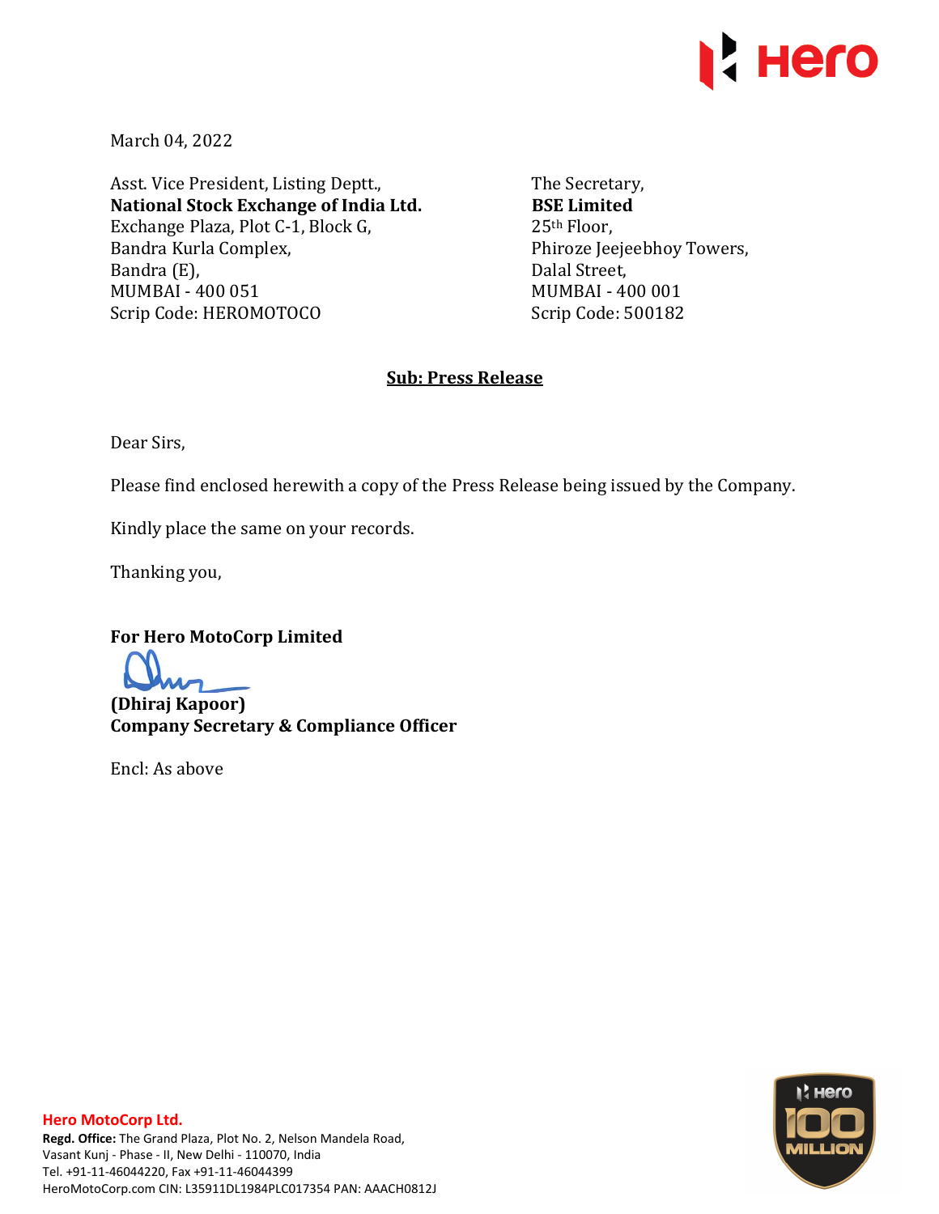March 04, 2022

Asst. Vice President, Listing Deptt.,
**National Stock Exchange of India Ltd.**
Exchange Plaza, Plot C-1, Block G,
Bandra Kurla Complex,
Bandra (E),
MUMBAI - 400 051
Scrip Code: HEROMOTOCO

The Secretary,
**BSE Limited**
25th Floor,
Phiroze Jeejeebhoy Towers,
Dalal Street,
MUMBAI - 400 001
Scrip Code: 500182

**Sub: Press Release**

Dear Sirs,

Please find enclosed herewith a copy of the Press Release being issued by the Company.

Kindly place the same on your records.

Thanking you,

**For Hero MotoCorp Limited**

**(Dhiraj Kapoor)**
**Company Secretary & Compliance Officer**

Encl: As above

**Hero MotoCorp Ltd.**
**Regd. Office:** The Grand Plaza, Plot No. 2, Nelson Mandela Road,
Vasant Kunj - Phase - II, New Delhi - 110070, India
Tel. +91-11-46044220, Fax +91-11-46044399
HeroMotoCorp.com CIN: L35911DL1984PLC017354 PAN: AAACH0812J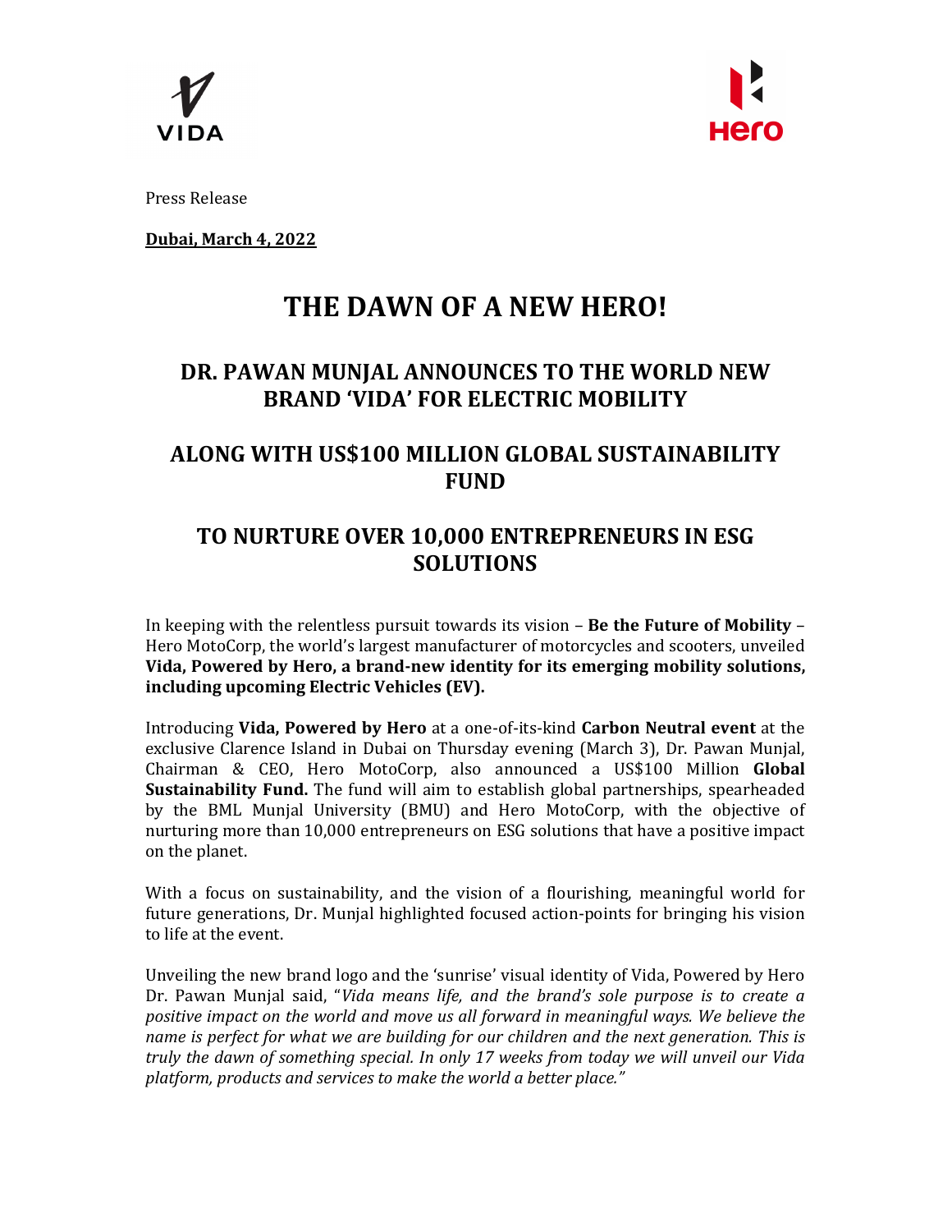Press Release

**Dubai, March 4, 2022**

# THE DAWN OF A NEW HERO!

## DR. PAWAN MUNJAL ANNOUNCES TO THE WORLD NEW BRAND 'VIDA' FOR ELECTRIC MOBILITY

## ALONG WITH US$100 MILLION GLOBAL SUSTAINABILITY FUND

## TO NURTURE OVER 10,000 ENTREPRENEURS IN ESG SOLUTIONS

In keeping with the relentless pursuit towards its vision – **Be the Future of Mobility** – Hero MotoCorp, the world's largest manufacturer of motorcycles and scooters, unveiled **Vida, Powered by Hero, a brand-new identity for its emerging mobility solutions, including upcoming Electric Vehicles (EV).**

Introducing **Vida, Powered by Hero** at a one-of-its-kind **Carbon Neutral event** at the exclusive Clarence Island in Dubai on Thursday evening (March 3), Dr. Pawan Munjal, Chairman & CEO, Hero MotoCorp, also announced a US$100 Million **Global Sustainability Fund.** The fund will aim to establish global partnerships, spearheaded by the BML Munjal University (BMU) and Hero MotoCorp, with the objective of nurturing more than 10,000 entrepreneurs on ESG solutions that have a positive impact on the planet.

With a focus on sustainability, and the vision of a flourishing, meaningful world for future generations, Dr. Munjal highlighted focused action-points for bringing his vision to life at the event.

Unveiling the new brand logo and the 'sunrise' visual identity of Vida, Powered by Hero Dr. Pawan Munjal said, "*Vida means life, and the brand's sole purpose is to create a positive impact on the world and move us all forward in meaningful ways. We believe the name is perfect for what we are building for our children and the next generation. This is truly the dawn of something special. In only 17 weeks from today we will unveil our Vida platform, products and services to make the world a better place.*"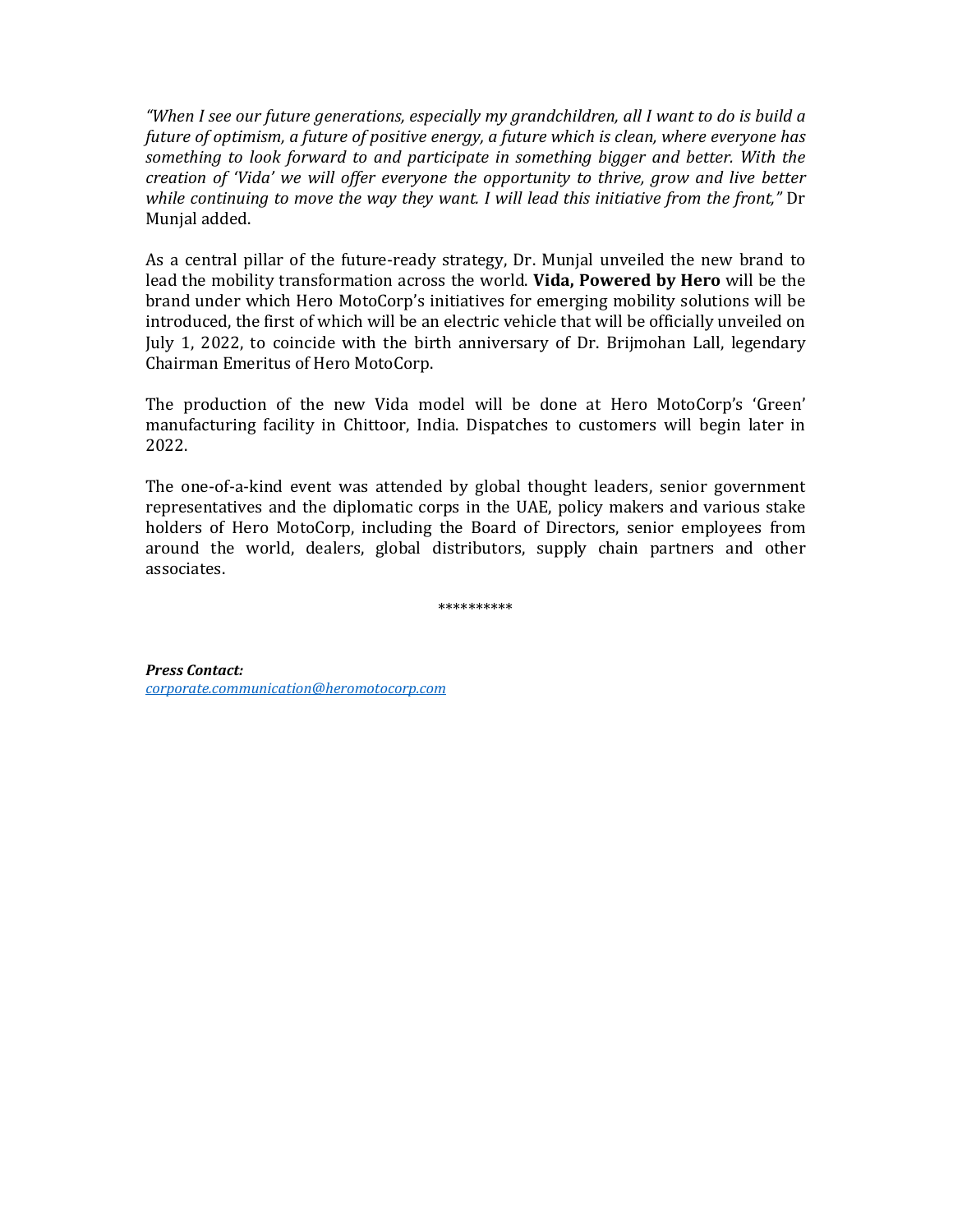*"When I see our future generations, especially my grandchildren, all I want to do is build a future of optimism, a future of positive energy, a future which is clean, where everyone has something to look forward to and participate in something bigger and better. With the creation of 'Vida' we will offer everyone the opportunity to thrive, grow and live better while continuing to move the way they want. I will lead this initiative from the front,"* Dr Munjal added.

As a central pillar of the future-ready strategy, Dr. Munjal unveiled the new brand to lead the mobility transformation across the world. **Vida, Powered by Hero** will be the brand under which Hero MotoCorp's initiatives for emerging mobility solutions will be introduced, the first of which will be an electric vehicle that will be officially unveiled on July 1, 2022, to coincide with the birth anniversary of Dr. Brijmohan Lall, legendary Chairman Emeritus of Hero MotoCorp.

The production of the new Vida model will be done at Hero MotoCorp's 'Green' manufacturing facility in Chittoor, India. Dispatches to customers will begin later in 2022.

The one-of-a-kind event was attended by global thought leaders, senior government representatives and the diplomatic corps in the UAE, policy makers and various stake holders of Hero MotoCorp, including the Board of Directors, senior employees from around the world, dealers, global distributors, supply chain partners and other associates.

**********

***Press Contact:***
*corporate.communication@heromotocorp.com*